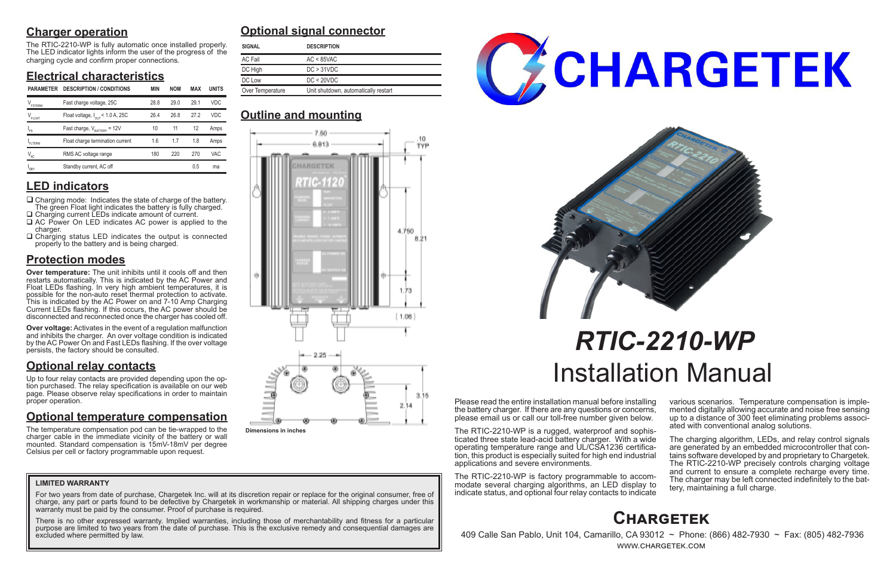## Charger operation

The RTIC-2210-WP is fully automatic once installed properly. The LED indicator lights inform the user of the progress of the charging cycle and confirm proper connections.

## Electrical characteristics

| PARAMETER | DESCRIPTION / CONDITIONS | MIN | NOM | MAX | UNITS |
|---|---|---|---|---|---|
| $V_{FSTERM}$ | Fast charge voltage, 25C | 28.8 | 29.0 | 29.1 | VDC |
| $V_{FLOAT}$ | Float voltage, $I_{OUT}$ < 1.0 A, 25C | 26.4 | 26.8 | 27.2 | VDC |
| $I_{FS}$ | Fast charge, $V_{BATTERY}$ = 12V | 10 | 11 | 12 | Amps |
| $I_{FLTERM}$ | Float charge termination current | 1.6 | 1.7 | 1.8 | Amps |
| $V_{AC}$ | RMS AC voltage range | 180 | 220 | 270 | VAC |
| $I_{SBY}$ | Standby current, AC off | | | 0.5 | ma |

## LED indicators

- ❑ Charging mode: Indicates the state of charge of the battery. The green Float light indicates the battery is fully charged.
- ❑ Charging current LEDs indicate amount of current.
- ❑ AC Power On LED indicates AC power is applied to the charger.
- ❑ Charging status LED indicates the output is connected properly to the battery and is being charged.

## Protection modes

**Over temperature:** The unit inhibits until it cools off and then restarts automatically. This is indicated by the AC Power and Float LEDs flashing. In very high ambient temperatures, it is possible for the non-auto reset thermal protection to activate. This is indicated by the AC Power on and 7-10 Amp Charging Current LEDs flashing. If this occurs, the AC power should be disconnected and reconnected once the charger has cooled off.

**Over voltage:** Activates in the event of a regulation malfunction and inhibits the charger. An over voltage condition is indicated by the AC Power On and Fast LEDs flashing. If the over voltage persists, the factory should be consulted.

## Optional relay contacts

Up to four relay contacts are provided depending upon the option purchased. The relay specification is available on our web page. Please observe relay specifications in order to maintain proper operation.

## Optional temperature compensation

The temperature compensation pod can be tie-wrapped to the charger cable in the immediate vicinity of the battery or wall mounted. Standard compensation is 15mV-18mV per degree Celsius per cell or factory programmable upon request.

## Optional signal connector

| SIGNAL | DESCRIPTION |
|---|---|
| AC Fail | AC < 85VAC |
| DC High | DC > 31VDC |
| DC Low | DC < 20VDC |
| Over Temperature | Unit shutdown, automatically restart |

## Outline and mounting

7.50, 6.813, .10 TYP, 4.750, 8.21, 1.73, (1.06), 2.25, 3.15, 2.14

Dimensions in inches

**LIMITED WARRANTY**

For two years from date of purchase, Chargetek Inc. will at its discretion repair or replace for the original consumer, free of charge, any part or parts found to be defective by Chargetek in workmanship or material. All shipping charges under this warranty must be paid by the consumer. Proof of purchase is required.

There is no other expressed warranty. Implied warranties, including those of merchantability and fitness for a particular purpose are limited to two years from the date of purchase. This is the exclusive remedy and consequential damages are excluded where permitted by law.

# CHARGETEK

# *RTIC-2210-WP*

# Installation Manual

Please read the entire installation manual before installing the battery charger. If there are any questions or concerns, please email us or call our toll-free number given below.

The RTIC-2210-WP is a rugged, waterproof and sophisticated three state lead-acid battery charger. With a wide operating temperature range and UL/CSA1236 certification, this product is especially suited for high end industrial applications and severe environments.

The RTIC-2210-WP is factory programmable to accommodate several charging algorithms, an LED display to indicate status, and optional four relay contacts to indicate various scenarios. Temperature compensation is implemented digitally allowing accurate and noise free sensing up to a distance of 300 feet eliminating problems associated with conventional analog solutions.

The charging algorithm, LEDs, and relay control signals are generated by an embedded microcontroller that contains software developed by and proprietary to Chargetek. The RTIC-2210-WP precisely controls charging voltage and current to ensure a complete recharge every time. The charger may be left connected indefinitely to the battery, maintaining a full charge.

## Chargetek

409 Calle San Pablo, Unit 104, Camarillo, CA 93012 ~ Phone: (866) 482-7930 ~ Fax: (805) 482-7936

www.chargetek.com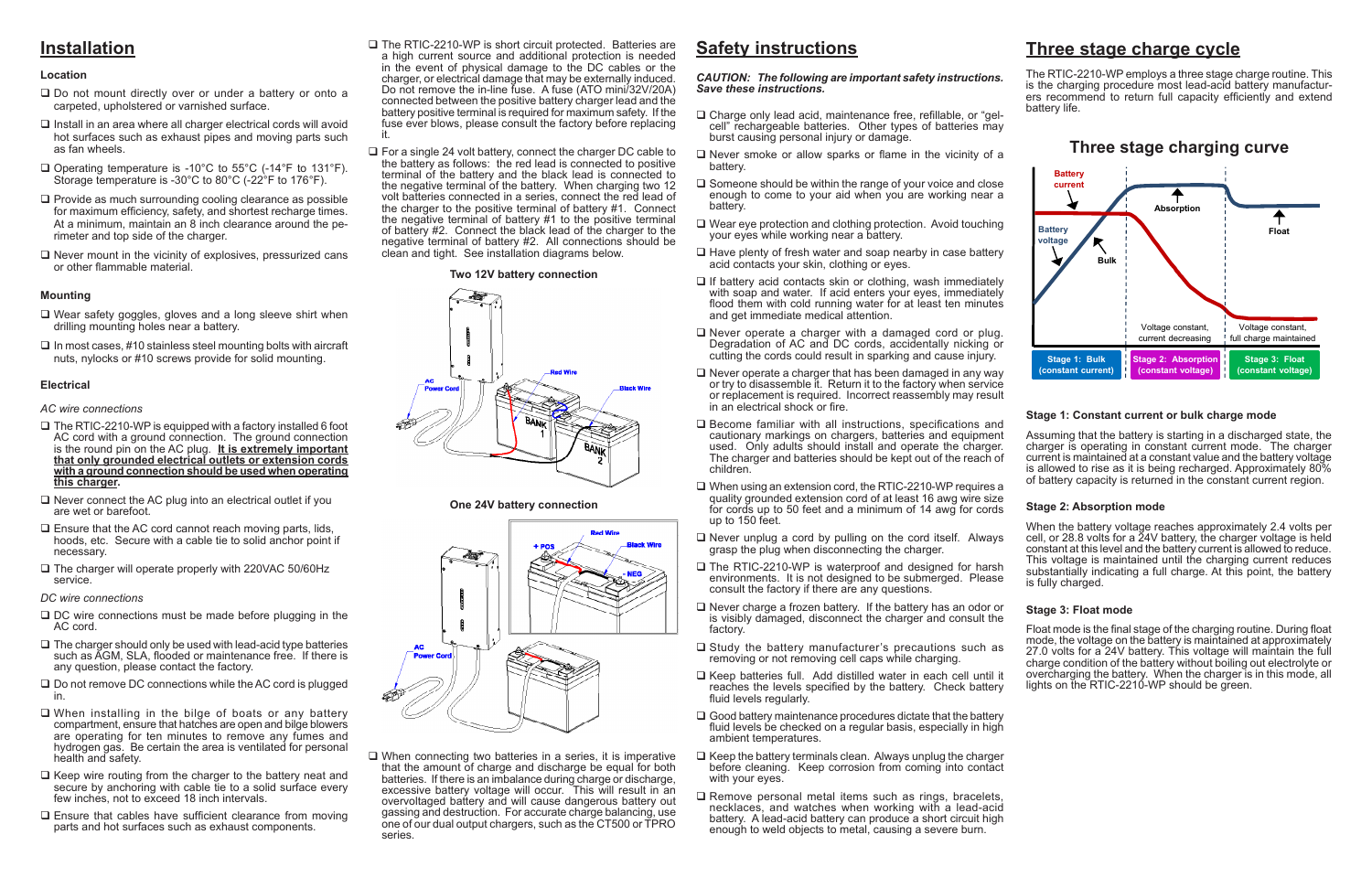## Installation

### Location

- ❑ Do not mount directly over or under a battery or onto a carpeted, upholstered or varnished surface.
- ❑ Install in an area where all charger electrical cords will avoid hot surfaces such as exhaust pipes and moving parts such as fan wheels.
- ❑ Operating temperature is -10°C to 55°C (-14°F to 131°F). Storage temperature is -30°C to 80°C (-22°F to 176°F).
- ❑ Provide as much surrounding cooling clearance as possible for maximum efficiency, safety, and shortest recharge times. At a minimum, maintain an 8 inch clearance around the perimeter and top side of the charger.
- ❑ Never mount in the vicinity of explosives, pressurized cans or other flammable material.

### Mounting

- ❑ Wear safety goggles, gloves and a long sleeve shirt when drilling mounting holes near a battery.
- ❑ In most cases, #10 stainless steel mounting bolts with aircraft nuts, nylocks or #10 screws provide for solid mounting.

### Electrical

*AC wire connections*

- ❑ The RTIC-2210-WP is equipped with a factory installed 6 foot AC cord with a ground connection. The ground connection is the round pin on the AC plug. **It is extremely important that only grounded electrical outlets or extension cords with a ground connection should be used when operating this charger.**
- ❑ Never connect the AC plug into an electrical outlet if you are wet or barefoot.
- ❑ Ensure that the AC cord cannot reach moving parts, lids, hoods, etc. Secure with a cable tie to solid anchor point if necessary.
- ❑ The charger will operate properly with 220VAC 50/60Hz service.

*DC wire connections*

- ❑ DC wire connections must be made before plugging in the AC cord.
- ❑ The charger should only be used with lead-acid type batteries such as AGM, SLA, flooded or maintenance free. If there is any question, please contact the factory.
- ❑ Do not remove DC connections while the AC cord is plugged in.
- ❑ When installing in the bilge of boats or any battery compartment, ensure that hatches are open and bilge blowers are operating for ten minutes to remove any fumes and hydrogen gas. Be certain the area is ventilated for personal health and safety.
- ❑ Keep wire routing from the charger to the battery neat and secure by anchoring with cable tie to a solid surface every few inches, not to exceed 18 inch intervals.
- ❑ Ensure that cables have sufficient clearance from moving parts and hot surfaces such as exhaust components.
- ❑ The RTIC-2210-WP is short circuit protected. Batteries are a high current source and additional protection is needed in the event of physical damage to the DC cables or the charger, or electrical damage that may be externally induced. Do not remove the in-line fuse. A fuse (ATO mini/32V/20A) connected between the positive battery charger lead and the battery positive terminal is required for maximum safety. If the fuse ever blows, please consult the factory before replacing it.
- ❑ For a single 24 volt battery, connect the charger DC cable to the battery as follows: the red lead is connected to positive terminal of the battery and the black lead is connected to the negative terminal of the battery. When charging two 12 volt batteries connected in a series, connect the red lead of the charger to the positive terminal of battery #1. Connect the negative terminal of battery #1 to the positive terminal of battery #2. Connect the black lead of the charger to the negative terminal of battery #2. All connections should be clean and tight. See installation diagrams below.

**Two 12V battery connection**

AC Power Cord
Red Wire
Black Wire
BANK 1
BANK 2

**One 24V battery connection**

Red Wire
Black Wire
+ POS
- NEG
AC Power Cord

- ❑ When connecting two batteries in a series, it is imperative that the amount of charge and discharge be equal for both batteries. If there is an imbalance during charge or discharge, excessive battery voltage will occur. This will result in an overvoltaged battery and will cause dangerous battery out gassing and destruction. For accurate charge balancing, use one of our dual output chargers, such as the CT500 or TPRO series.

## Safety instructions

***CAUTION: The following are important safety instructions. Save these instructions.***

- ❑ Charge only lead acid, maintenance free, refillable, or "gel-cell" rechargeable batteries. Other types of batteries may burst causing personal injury or damage.
- ❑ Never smoke or allow sparks or flame in the vicinity of a battery.
- ❑ Someone should be within the range of your voice and close enough to come to your aid when you are working near a battery.
- ❑ Wear eye protection and clothing protection. Avoid touching your eyes while working near a battery.
- ❑ Have plenty of fresh water and soap nearby in case battery acid contacts your skin, clothing or eyes.
- ❑ If battery acid contacts skin or clothing, wash immediately with soap and water. If acid enters your eyes, immediately flood them with cold running water for at least ten minutes and get immediate medical attention.
- ❑ Never operate a charger with a damaged cord or plug. Degradation of AC and DC cords, accidentally nicking or cutting the cords could result in sparking and cause injury.
- ❑ Never operate a charger that has been damaged in any way or try to disassemble it. Return it to the factory when service or replacement is required. Incorrect reassembly may result in an electrical shock or fire.
- ❑ Become familiar with all instructions, specifications and cautionary markings on chargers, batteries and equipment used. Only adults should install and operate the charger. The charger and batteries should be kept out of the reach of children.
- ❑ When using an extension cord, the RTIC-2210-WP requires a quality grounded extension cord of at least 16 awg wire size for cords up to 50 feet and a minimum of 14 awg for cords up to 150 feet.
- ❑ Never unplug a cord by pulling on the cord itself. Always grasp the plug when disconnecting the charger.
- ❑ The RTIC-2210-WP is waterproof and designed for harsh environments. It is not designed to be submerged. Please consult the factory if there are any questions.
- ❑ Never charge a frozen battery. If the battery has an odor or is visibly damaged, disconnect the charger and consult the factory.
- ❑ Study the battery manufacturer's precautions such as removing or not removing cell caps while charging.
- ❑ Keep batteries full. Add distilled water in each cell until it reaches the levels specified by the battery. Check battery fluid levels regularly.
- ❑ Good battery maintenance procedures dictate that the battery fluid levels be checked on a regular basis, especially in high ambient temperatures.
- ❑ Keep the battery terminals clean. Always unplug the charger before cleaning. Keep corrosion from coming into contact with your eyes.
- ❑ Remove personal metal items such as rings, bracelets, necklaces, and watches when working with a lead-acid battery. A lead-acid battery can produce a short circuit high enough to weld objects to metal, causing a severe burn.

## Three stage charge cycle

The RTIC-2210-WP employs a three stage charge routine. This is the charging procedure most lead-acid battery manufacturers recommend to return full capacity efficiently and extend battery life.

### Three stage charging curve

Battery current
Battery voltage
Bulk
Absorption
Float
Voltage constant, current decreasing
Voltage constant, full charge maintained
Stage 1: Bulk (constant current)
Stage 2: Absorption (constant voltage)
Stage 3: Float (constant voltage)

### Stage 1: Constant current or bulk charge mode

Assuming that the battery is starting in a discharged state, the charger is operating in constant current mode. The charger current is maintained at a constant value and the battery voltage is allowed to rise as it is being recharged. Approximately 80% of battery capacity is returned in the constant current region.

### Stage 2: Absorption mode

When the battery voltage reaches approximately 2.4 volts per cell, or 28.8 volts for a 24V battery, the charger voltage is held constant at this level and the battery current is allowed to reduce. This voltage is maintained until the charging current reduces substantially indicating a full charge. At this point, the battery is fully charged.

### Stage 3: Float mode

Float mode is the final stage of the charging routine. During float mode, the voltage on the battery is maintained at approximately 27.0 volts for a 24V battery. This voltage will maintain the full charge condition of the battery without boiling out electrolyte or overcharging the battery. When the charger is in this mode, all lights on the RTIC-2210-WP should be green.